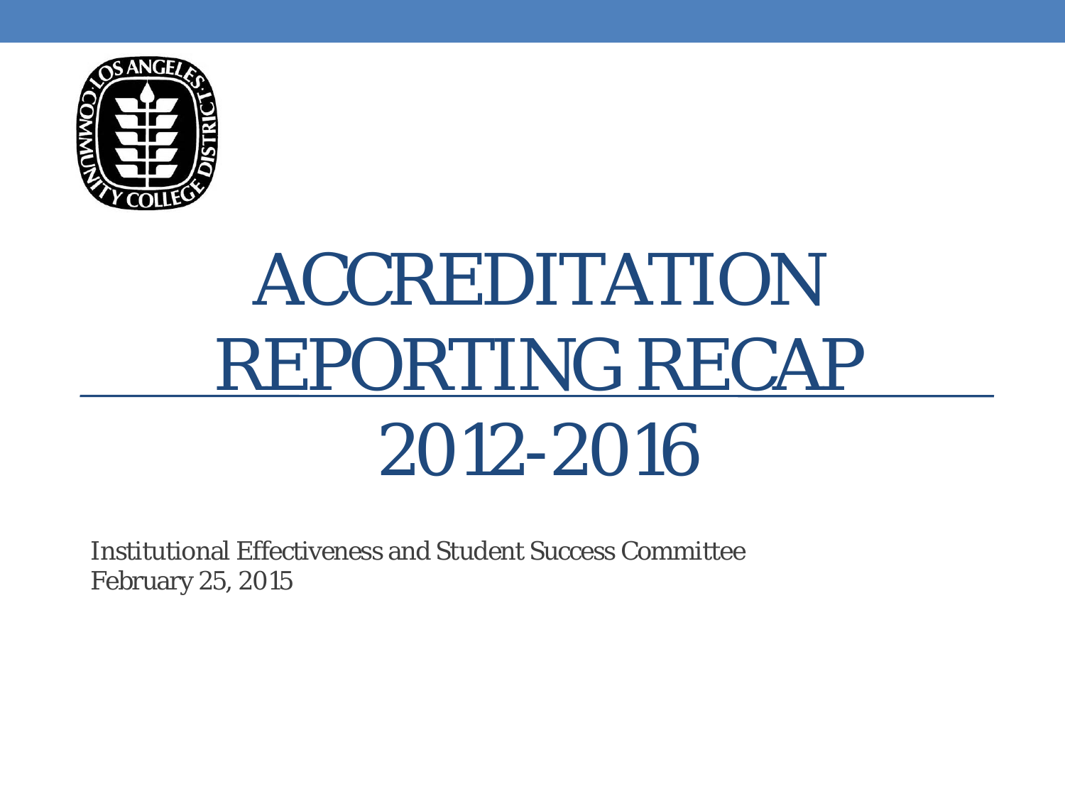# ACCREDITATION REPORTING RECAP 2012-2016

Institutional Effectiveness and Student Success Committee
February 25, 2015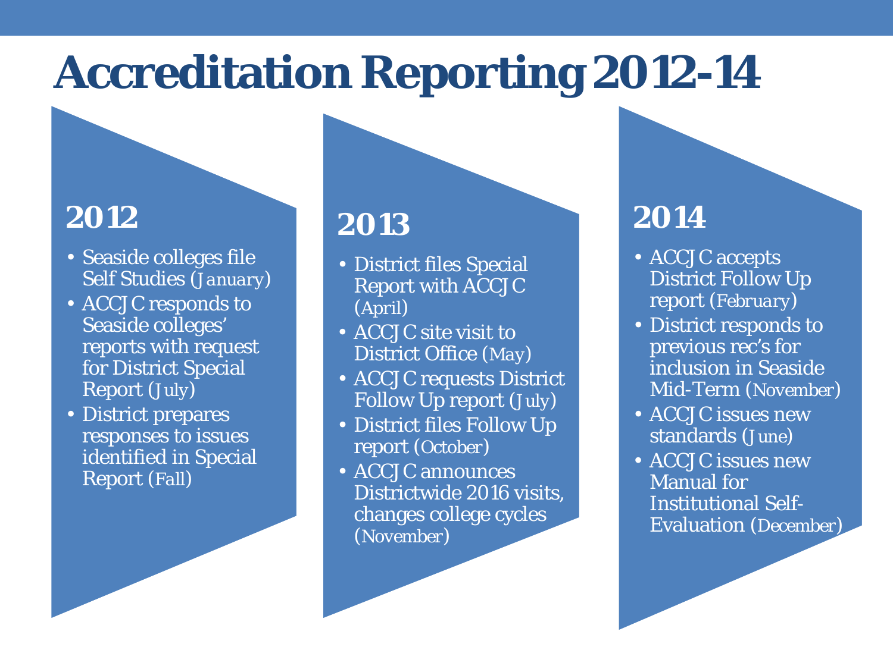# Accreditation Reporting 2012-14

## 2012

- Seaside colleges file Self Studies (January)
- ACCJC responds to Seaside colleges' reports with request for District Special Report (July)
- District prepares responses to issues identified in Special Report (Fall)

## 2013

- District files Special Report with ACCJC (April)
- ACCJC site visit to District Office (May)
- ACCJC requests District Follow Up report (July)
- District files Follow Up report (October)
- ACCJC announces Districtwide 2016 visits, changes college cycles (November)

## 2014

- ACCJC accepts District Follow Up report (February)
- District responds to previous rec's for inclusion in Seaside Mid-Term (November)
- ACCJC issues new standards (June)
- ACCJC issues new Manual for Institutional Self-Evaluation (December)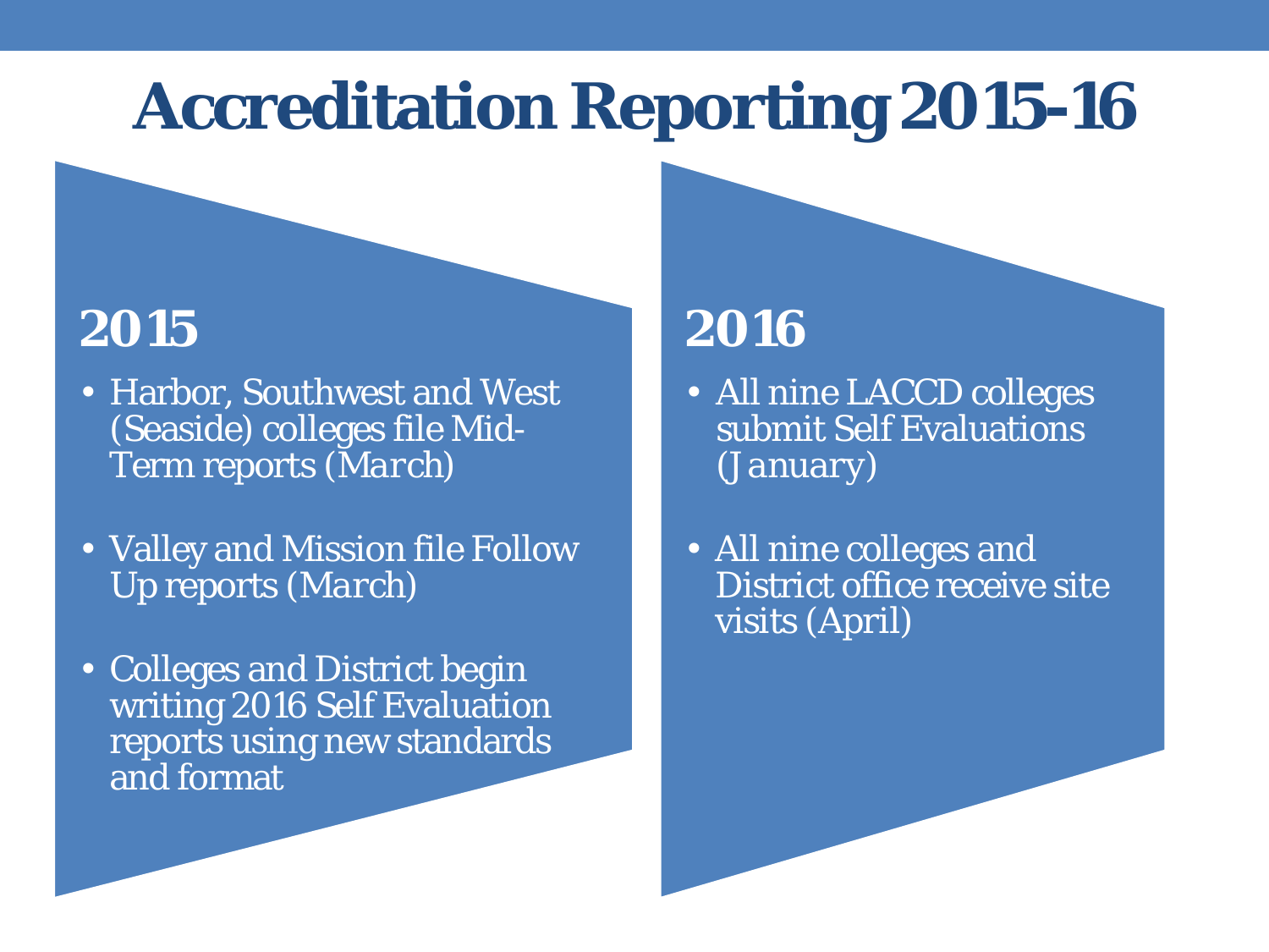# Accreditation Reporting 2015-16

## 2015

- Harbor, Southwest and West (Seaside) colleges file Mid-Term reports (*March*)
- Valley and Mission file Follow Up reports (*March*)
- Colleges and District begin writing 2016 Self Evaluation reports using new standards and format

## 2016

- All nine LACCD colleges submit Self Evaluations (*January*)
- All nine colleges and District office receive site visits (April)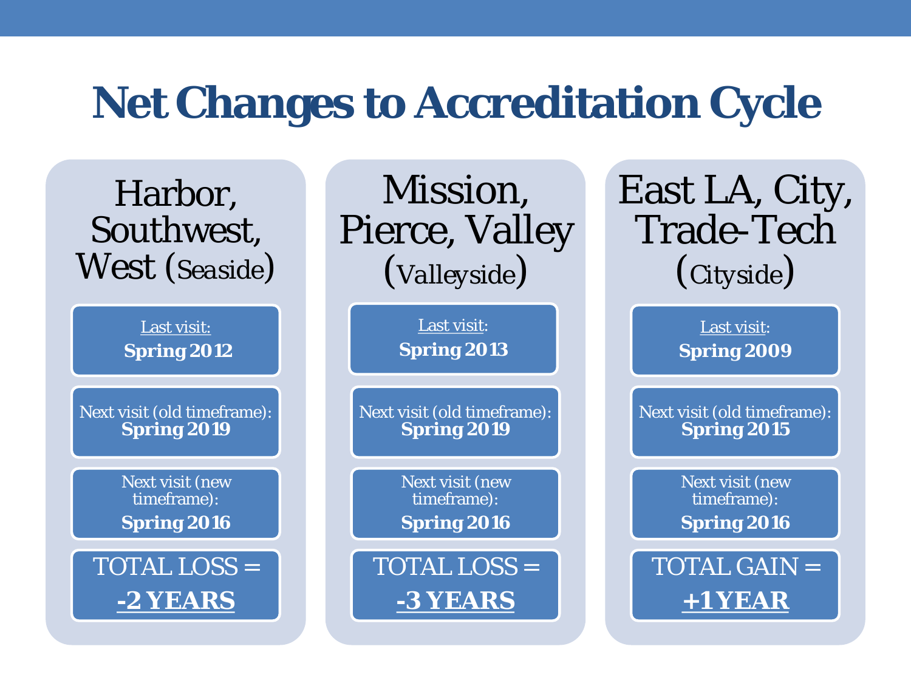# Net Changes to Accreditation Cycle

## Harbor, Southwest, West (Seaside)

Last visit:
**Spring 2012**

Next visit (old timeframe):
**Spring 2019**

Next visit (new timeframe):
**Spring 2016**

TOTAL LOSS =
**-2 YEARS**

## Mission, Pierce, Valley (Valleyside)

Last visit:
**Spring 2013**

Next visit (old timeframe):
**Spring 2019**

Next visit (new timeframe):
**Spring 2016**

TOTAL LOSS =
**-3 YEARS**

## East LA, City, Trade-Tech (Cityside)

Last visit:
**Spring 2009**

Next visit (old timeframe):
**Spring 2015**

Next visit (new timeframe):
**Spring 2016**

TOTAL GAIN =
**+1 YEAR**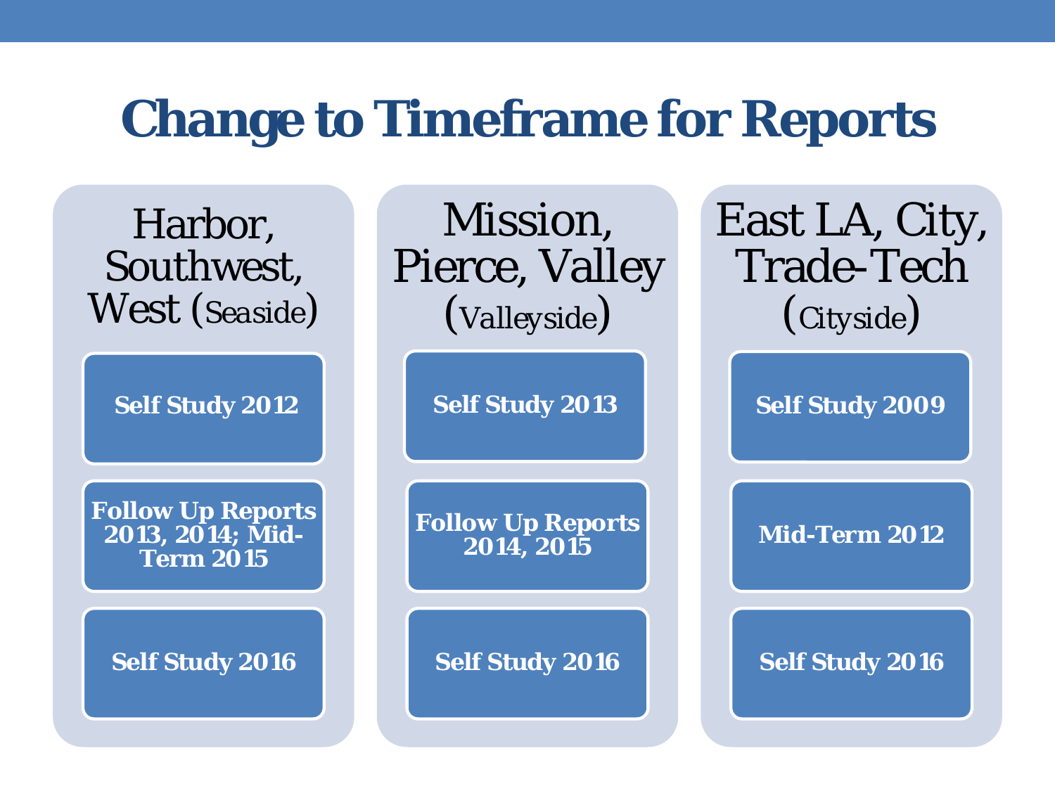# Change to Timeframe for Reports

## Harbor, Southwest, West (Seaside)

- Self Study 2012
- Follow Up Reports 2013, 2014; Mid-Term 2015
- Self Study 2016

## Mission, Pierce, Valley (Valleyside)

- Self Study 2013
- Follow Up Reports 2014, 2015
- Self Study 2016

## East LA, City, Trade-Tech (Cityside)

- Self Study 2009
- Mid-Term 2012
- Self Study 2016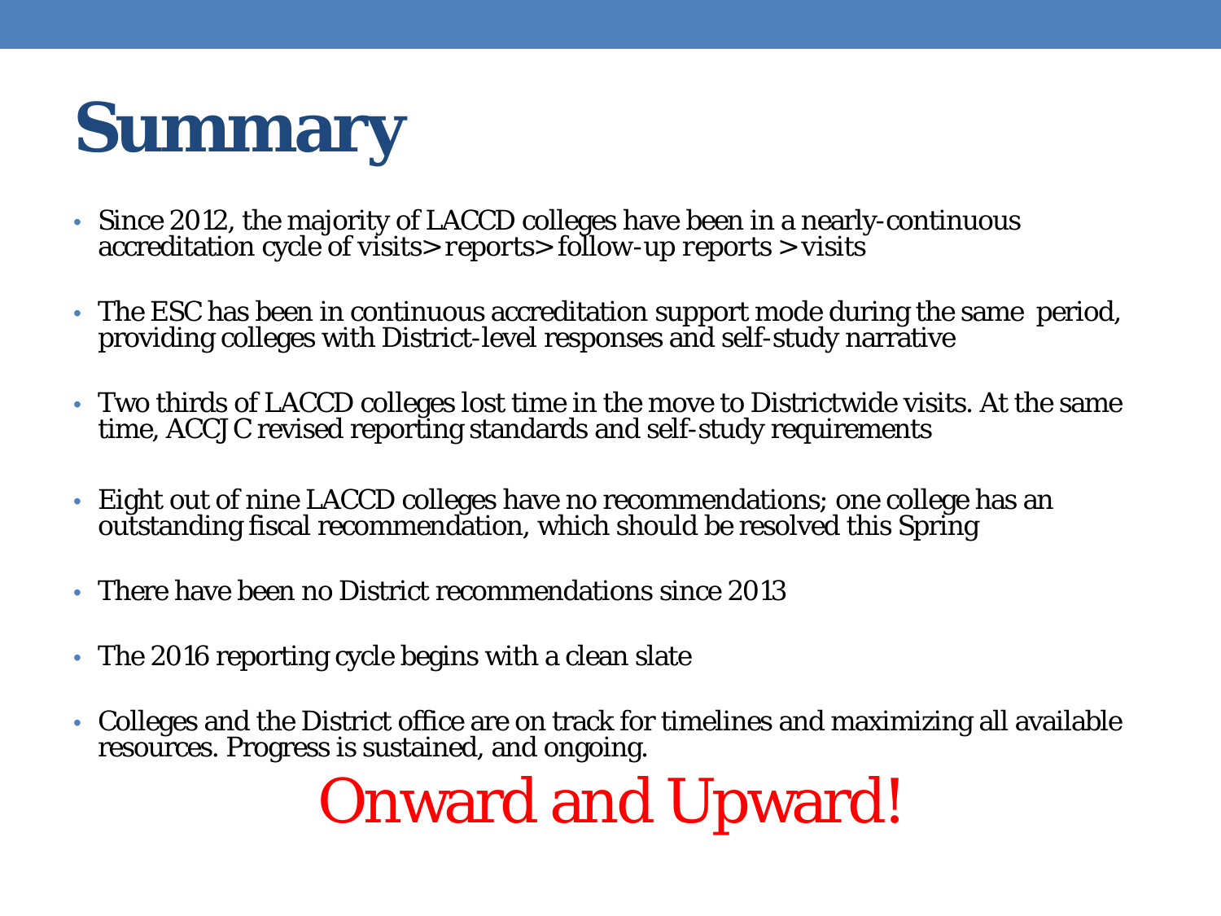# Summary

- Since 2012, the majority of LACCD colleges have been in a nearly-continuous accreditation cycle of visits> reports> follow-up reports > visits
- The ESC has been in continuous accreditation support mode during the same period, providing colleges with District-level responses and self-study narrative
- Two thirds of LACCD colleges lost time in the move to Districtwide visits. At the same time, ACCJC revised reporting standards and self-study requirements
- Eight out of nine LACCD colleges have no recommendations; one college has an outstanding fiscal recommendation, which should be resolved this Spring
- There have been no District recommendations since 2013
- The 2016 reporting cycle begins with a clean slate
- Colleges and the District office are on track for timelines and maximizing all available resources. Progress is sustained, and ongoing.

Onward and Upward!